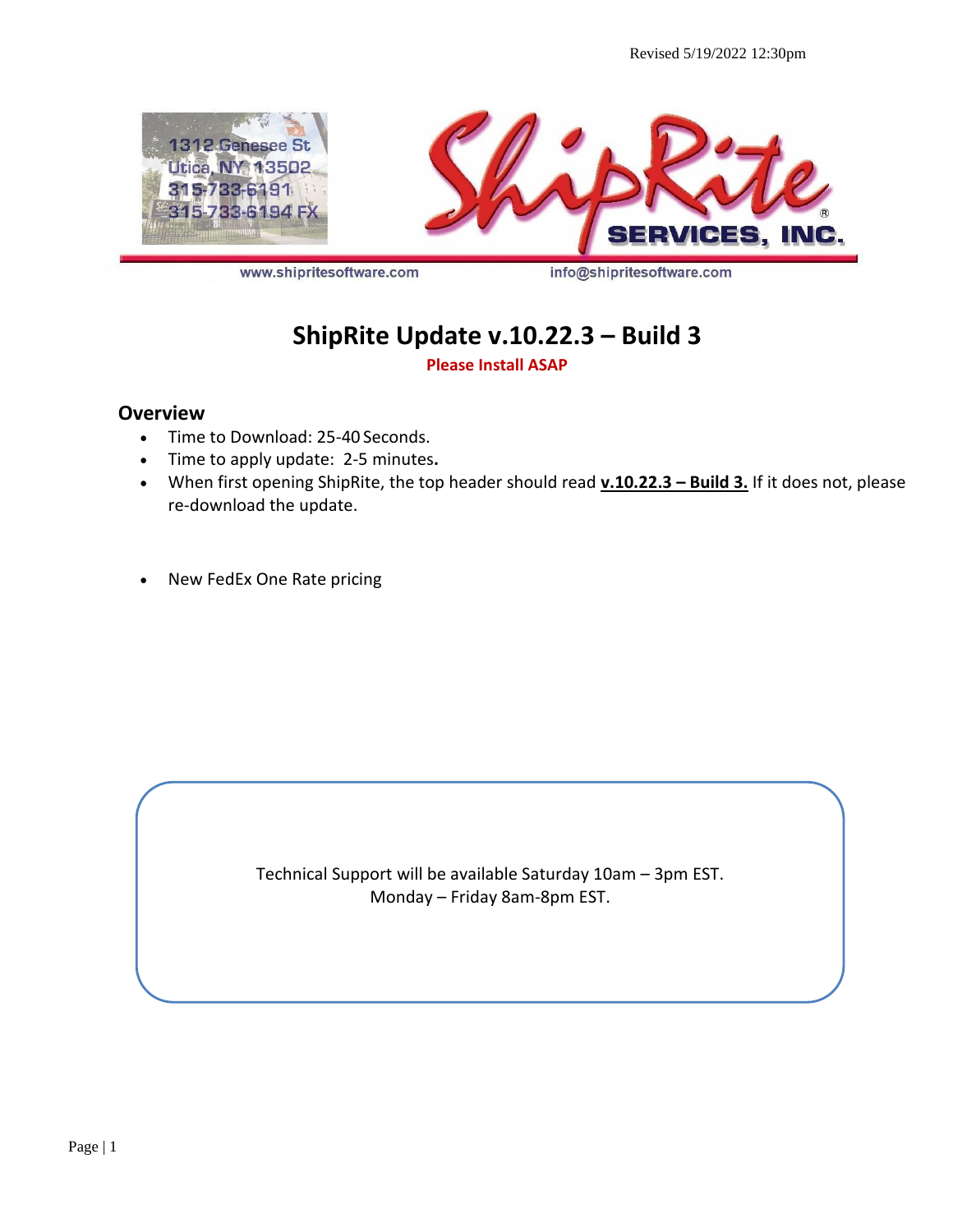Revised 5/19/2022 12:30pm

1312 Genesee St
Utica, NY 13502
315-733-6191
315-733-6194 FX

ShipRite SERVICES, INC.

www.shipritesoftware.com info@shipritesoftware.com

# ShipRite Update v.10.22.3 – Build 3

**Please Install ASAP**

## Overview

- Time to Download: 25-40 Seconds.
- Time to apply update: 2-5 minutes.
- When first opening ShipRite, the top header should read **v.10.22.3 – Build 3.** If it does not, please re-download the update.

- New FedEx One Rate pricing

Technical Support will be available Saturday 10am – 3pm EST.
Monday – Friday 8am-8pm EST.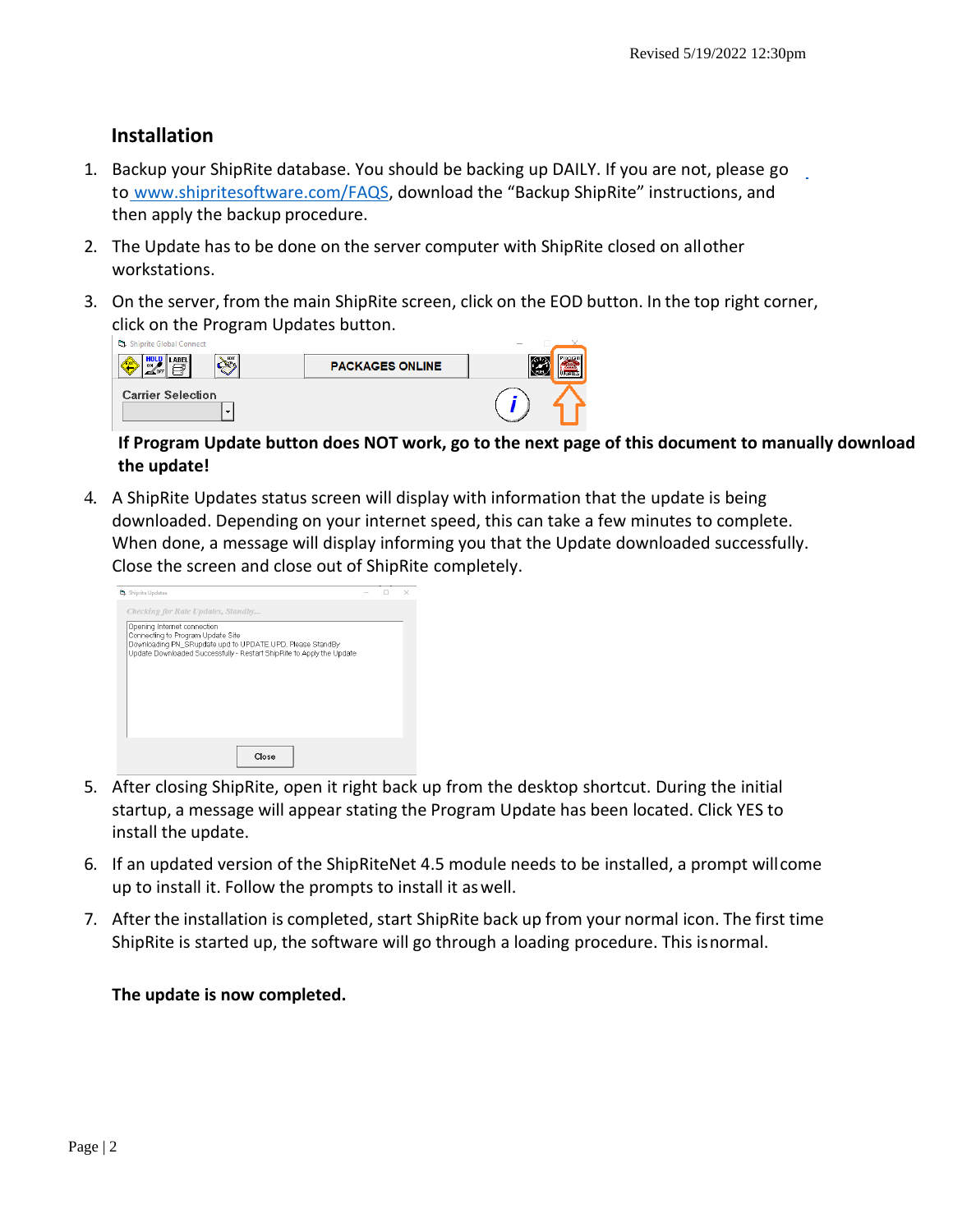## Installation

1. Backup your ShipRite database. You should be backing up DAILY. If you are not, please go to www.shipritesoftware.com/FAQS, download the "Backup ShipRite" instructions, and then apply the backup procedure.

2. The Update has to be done on the server computer with ShipRite closed on all other workstations.

3. On the server, from the main ShipRite screen, click on the EOD button. In the top right corner, click on the Program Updates button.

   **If Program Update button does NOT work, go to the next page of this document to manually download the update!**

4. A ShipRite Updates status screen will display with information that the update is being downloaded. Depending on your internet speed, this can take a few minutes to complete. When done, a message will display informing you that the Update downloaded successfully. Close the screen and close out of ShipRite completely.

5. After closing ShipRite, open it right back up from the desktop shortcut. During the initial startup, a message will appear stating the Program Update has been located. Click YES to install the update.

6. If an updated version of the ShipRiteNet 4.5 module needs to be installed, a prompt will come up to install it. Follow the prompts to install it as well.

7. After the installation is completed, start ShipRite back up from your normal icon. The first time ShipRite is started up, the software will go through a loading procedure. This is normal.

**The update is now completed.**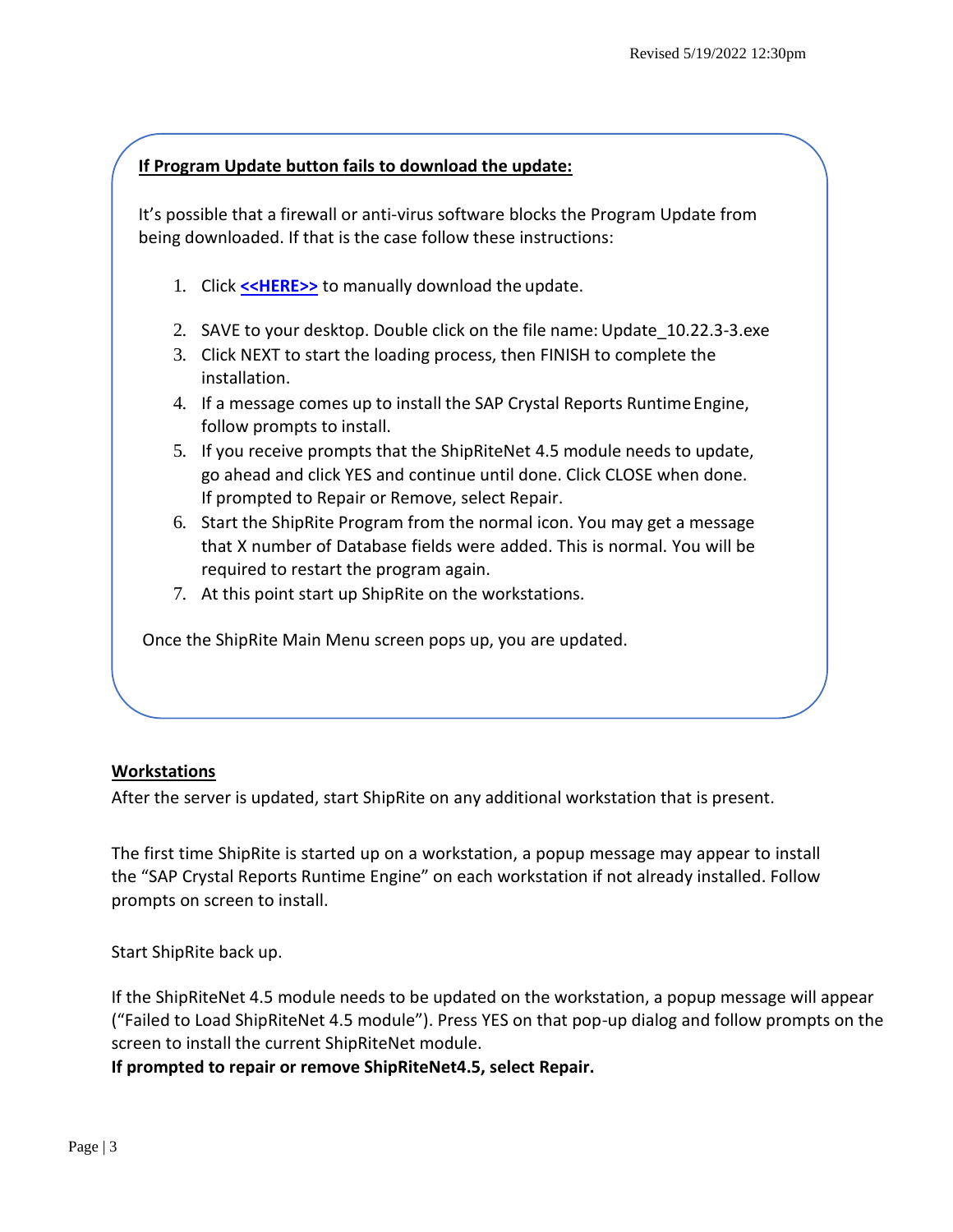**If Program Update button fails to download the update:**

It's possible that a firewall or anti-virus software blocks the Program Update from being downloaded. If that is the case follow these instructions:

1. Click **<<HERE>>** to manually download the update.
2. SAVE to your desktop. Double click on the file name: Update_10.22.3-3.exe
3. Click NEXT to start the loading process, then FINISH to complete the installation.
4. If a message comes up to install the SAP Crystal Reports Runtime Engine, follow prompts to install.
5. If you receive prompts that the ShipRiteNet 4.5 module needs to update, go ahead and click YES and continue until done. Click CLOSE when done. If prompted to Repair or Remove, select Repair.
6. Start the ShipRite Program from the normal icon. You may get a message that X number of Database fields were added. This is normal. You will be required to restart the program again.
7. At this point start up ShipRite on the workstations.

Once the ShipRite Main Menu screen pops up, you are updated.

**Workstations**

After the server is updated, start ShipRite on any additional workstation that is present.

The first time ShipRite is started up on a workstation, a popup message may appear to install the "SAP Crystal Reports Runtime Engine" on each workstation if not already installed. Follow prompts on screen to install.

Start ShipRite back up.

If the ShipRiteNet 4.5 module needs to be updated on the workstation, a popup message will appear ("Failed to Load ShipRiteNet 4.5 module"). Press YES on that pop-up dialog and follow prompts on the screen to install the current ShipRiteNet module.

**If prompted to repair or remove ShipRiteNet4.5, select Repair.**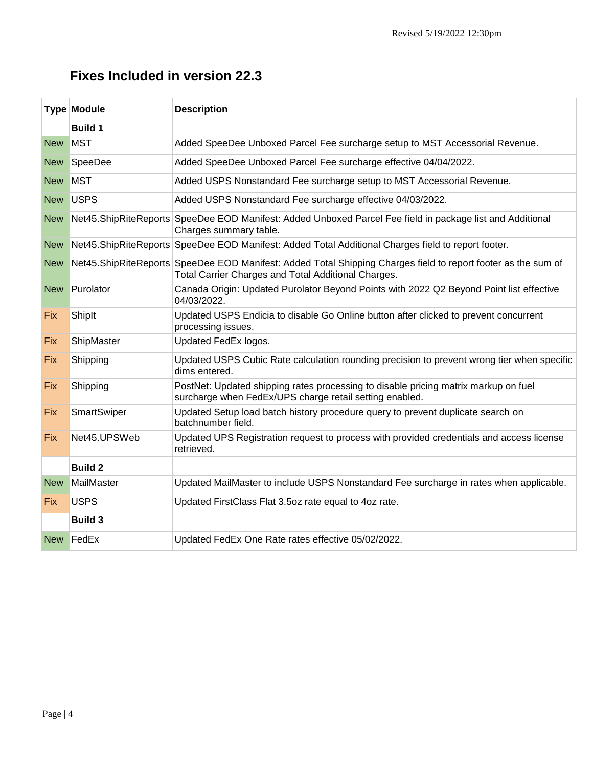## Fixes Included in version 22.3

| Type | Module | Description |
|---|---|---|
| | **Build 1** | |
| New | MST | Added SpeeDee Unboxed Parcel Fee surcharge setup to MST Accessorial Revenue. |
| New | SpeeDee | Added SpeeDee Unboxed Parcel Fee surcharge effective 04/04/2022. |
| New | MST | Added USPS Nonstandard Fee surcharge setup to MST Accessorial Revenue. |
| New | USPS | Added USPS Nonstandard Fee surcharge effective 04/03/2022. |
| New | Net45.ShipRiteReports | SpeeDee EOD Manifest: Added Unboxed Parcel Fee field in package list and Additional Charges summary table. |
| New | Net45.ShipRiteReports | SpeeDee EOD Manifest: Added Total Additional Charges field to report footer. |
| New | Net45.ShipRiteReports | SpeeDee EOD Manifest: Added Total Shipping Charges field to report footer as the sum of Total Carrier Charges and Total Additional Charges. |
| New | Purolator | Canada Origin: Updated Purolator Beyond Points with 2022 Q2 Beyond Point list effective 04/03/2022. |
| Fix | ShipIt | Updated USPS Endicia to disable Go Online button after clicked to prevent concurrent processing issues. |
| Fix | ShipMaster | Updated FedEx logos. |
| Fix | Shipping | Updated USPS Cubic Rate calculation rounding precision to prevent wrong tier when specific dims entered. |
| Fix | Shipping | PostNet: Updated shipping rates processing to disable pricing matrix markup on fuel surcharge when FedEx/UPS charge retail setting enabled. |
| Fix | SmartSwiper | Updated Setup load batch history procedure query to prevent duplicate search on batchnumber field. |
| Fix | Net45.UPSWeb | Updated UPS Registration request to process with provided credentials and access license retrieved. |
| | **Build 2** | |
| New | MailMaster | Updated MailMaster to include USPS Nonstandard Fee surcharge in rates when applicable. |
| Fix | USPS | Updated FirstClass Flat 3.5oz rate equal to 4oz rate. |
| | **Build 3** | |
| New | FedEx | Updated FedEx One Rate rates effective 05/02/2022. |